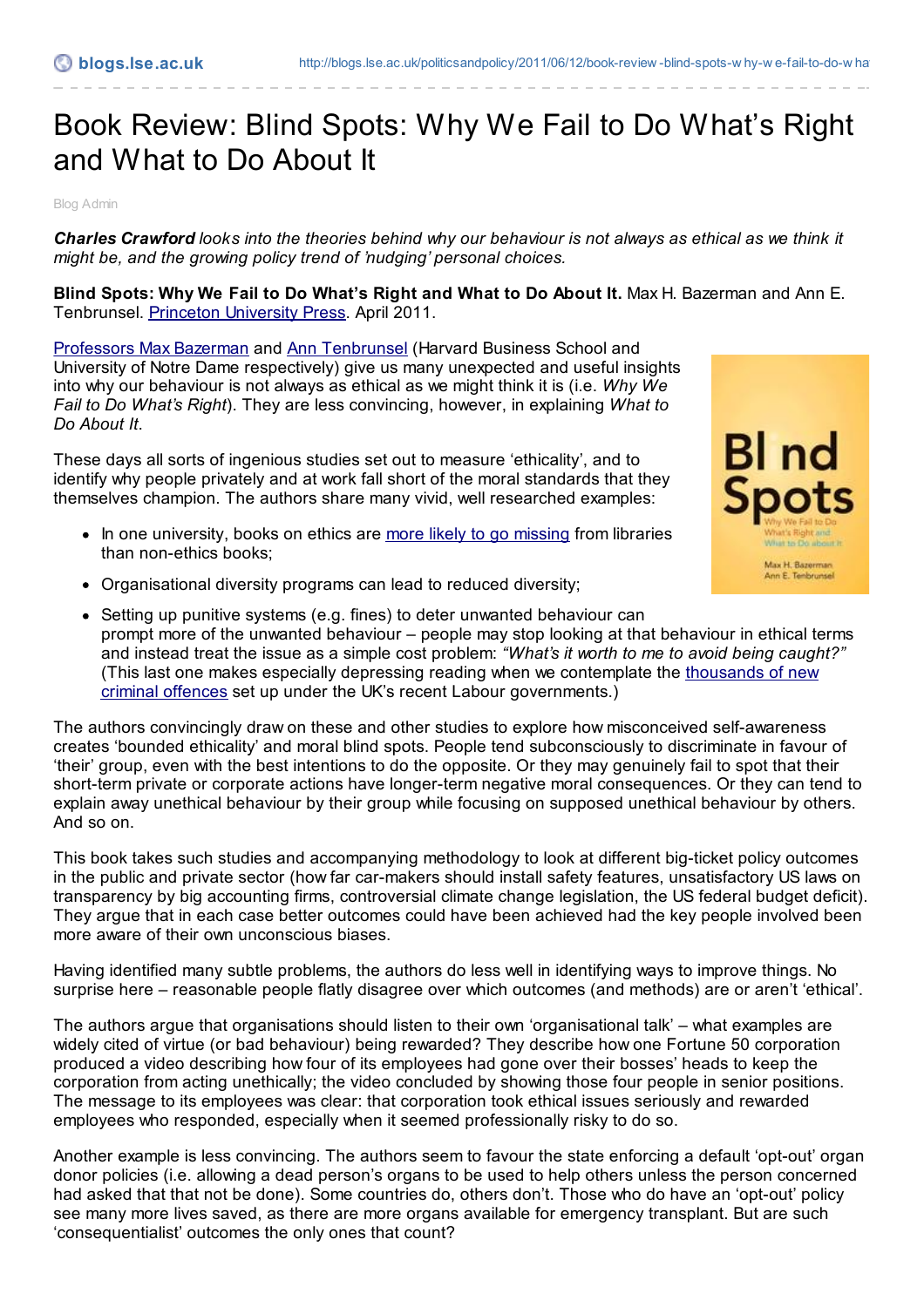# Book Review: Blind Spots: Why We Fail to Do What's Right and What to Do About It

Blog Admin

***Charles Crawford** looks into the theories behind why our behaviour is not always as ethical as we think it might be, and the growing policy trend of 'nudging' personal choices.*

**Blind Spots: Why We Fail to Do What's Right and What to Do About It.** Max H. Bazerman and Ann E. Tenbrunsel. Princeton University Press. April 2011.

Professors Max Bazerman and Ann Tenbrunsel (Harvard Business School and University of Notre Dame respectively) give us many unexpected and useful insights into why our behaviour is not always as ethical as we might think it is (i.e. *Why We Fail to Do What's Right*). They are less convincing, however, in explaining *What to Do About It*.

These days all sorts of ingenious studies set out to measure 'ethicality', and to identify why people privately and at work fall short of the moral standards that they themselves champion. The authors share many vivid, well researched examples:

- In one university, books on ethics are more likely to go missing from libraries than non-ethics books;
- Organisational diversity programs can lead to reduced diversity;
- Setting up punitive systems (e.g. fines) to deter unwanted behaviour can prompt more of the unwanted behaviour – people may stop looking at that behaviour in ethical terms and instead treat the issue as a simple cost problem: *"What's it worth to me to avoid being caught?"* (This last one makes especially depressing reading when we contemplate the thousands of new criminal offences set up under the UK's recent Labour governments.)

The authors convincingly draw on these and other studies to explore how misconceived self-awareness creates 'bounded ethicality' and moral blind spots. People tend subconsciously to discriminate in favour of 'their' group, even with the best intentions to do the opposite. Or they may genuinely fail to spot that their short-term private or corporate actions have longer-term negative moral consequences. Or they can tend to explain away unethical behaviour by their group while focusing on supposed unethical behaviour by others. And so on.

This book takes such studies and accompanying methodology to look at different big-ticket policy outcomes in the public and private sector (how far car-makers should install safety features, unsatisfactory US laws on transparency by big accounting firms, controversial climate change legislation, the US federal budget deficit). They argue that in each case better outcomes could have been achieved had the key people involved been more aware of their own unconscious biases.

Having identified many subtle problems, the authors do less well in identifying ways to improve things. No surprise here – reasonable people flatly disagree over which outcomes (and methods) are or aren't 'ethical'.

The authors argue that organisations should listen to their own 'organisational talk' – what examples are widely cited of virtue (or bad behaviour) being rewarded? They describe how one Fortune 50 corporation produced a video describing how four of its employees had gone over their bosses' heads to keep the corporation from acting unethically; the video concluded by showing those four people in senior positions. The message to its employees was clear: that corporation took ethical issues seriously and rewarded employees who responded, especially when it seemed professionally risky to do so.

Another example is less convincing. The authors seem to favour the state enforcing a default 'opt-out' organ donor policies (i.e. allowing a dead person's organs to be used to help others unless the person concerned had asked that that not be done). Some countries do, others don't. Those who do have an 'opt-out' policy see many more lives saved, as there are more organs available for emergency transplant. But are such 'consequentialist' outcomes the only ones that count?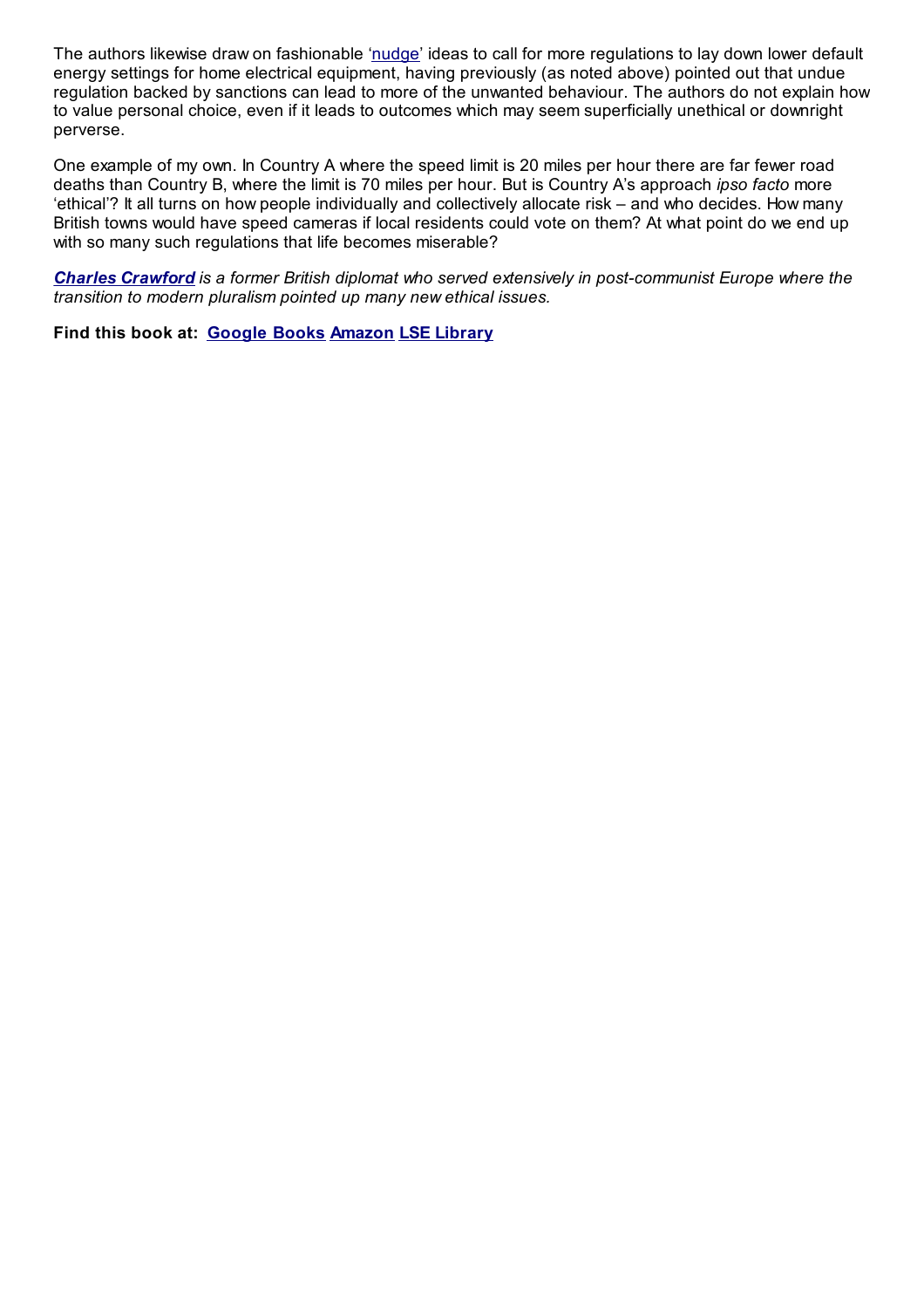The authors likewise draw on fashionable 'nudge' ideas to call for more regulations to lay down lower default energy settings for home electrical equipment, having previously (as noted above) pointed out that undue regulation backed by sanctions can lead to more of the unwanted behaviour. The authors do not explain how to value personal choice, even if it leads to outcomes which may seem superficially unethical or downright perverse.

One example of my own. In Country A where the speed limit is 20 miles per hour there are far fewer road deaths than Country B, where the limit is 70 miles per hour. But is Country A's approach *ipso facto* more 'ethical'? It all turns on how people individually and collectively allocate risk – and who decides. How many British towns would have speed cameras if local residents could vote on them? At what point do we end up with so many such regulations that life becomes miserable?

***Charles Crawford*** *is a former British diplomat who served extensively in post-communist Europe where the transition to modern pluralism pointed up many new ethical issues.*

**Find this book at: Google Books Amazon LSE Library**